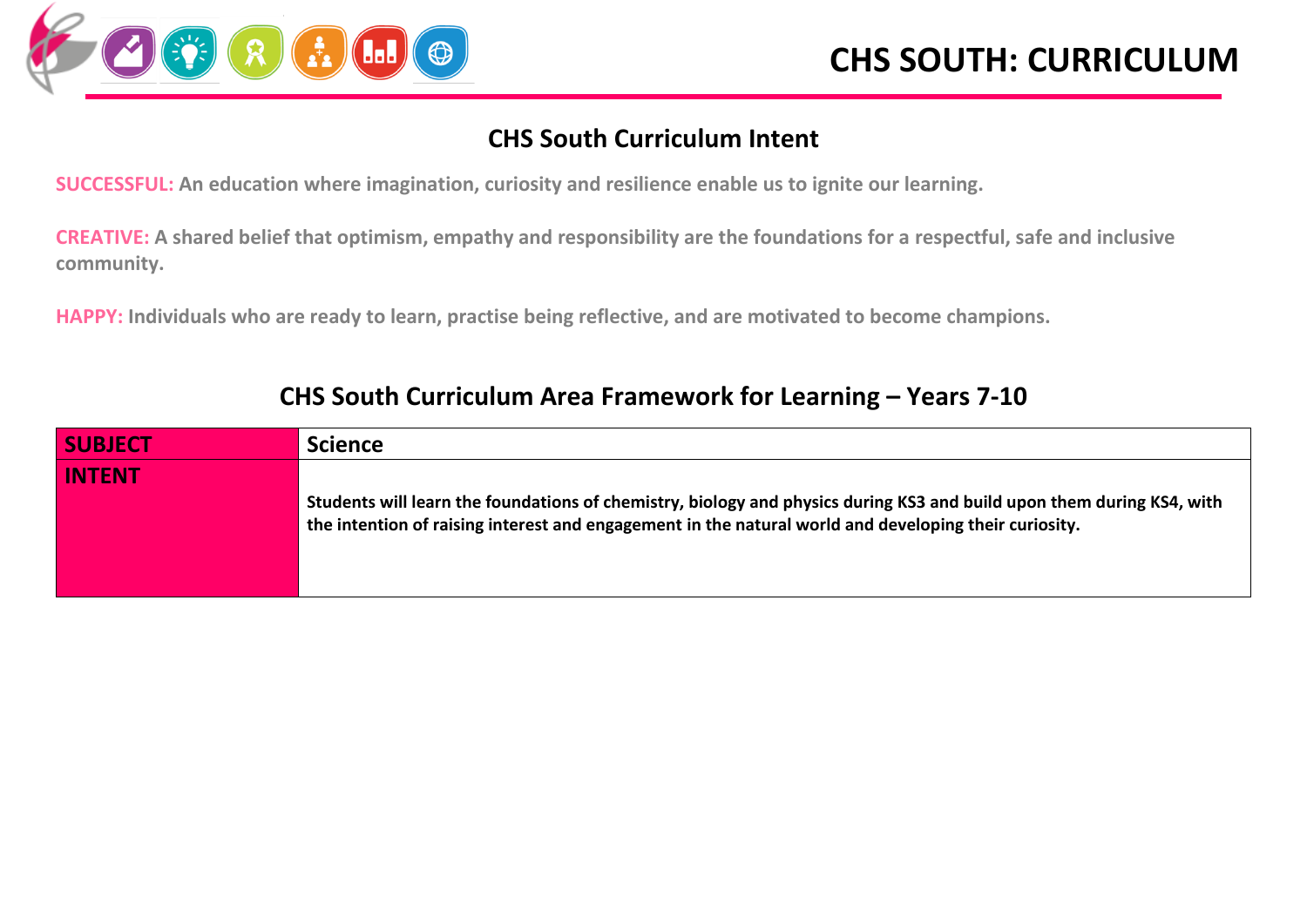# CHS SOUTH: CURRICULUM

## CHS South Curriculum Intent

**SUCCESSFUL:** An education where imagination, curiosity and resilience enable us to ignite our learning.

**CREATIVE:** A shared belief that optimism, empathy and responsibility are the foundations for a respectful, safe and inclusive community.

**HAPPY:** Individuals who are ready to learn, practise being reflective, and are motivated to become champions.

## CHS South Curriculum Area Framework for Learning – Years 7-10

| SUBJECT | Science |
| --- | --- |
| INTENT | Students will learn the foundations of chemistry, biology and physics during KS3 and build upon them during KS4, with the intention of raising interest and engagement in the natural world and developing their curiosity. |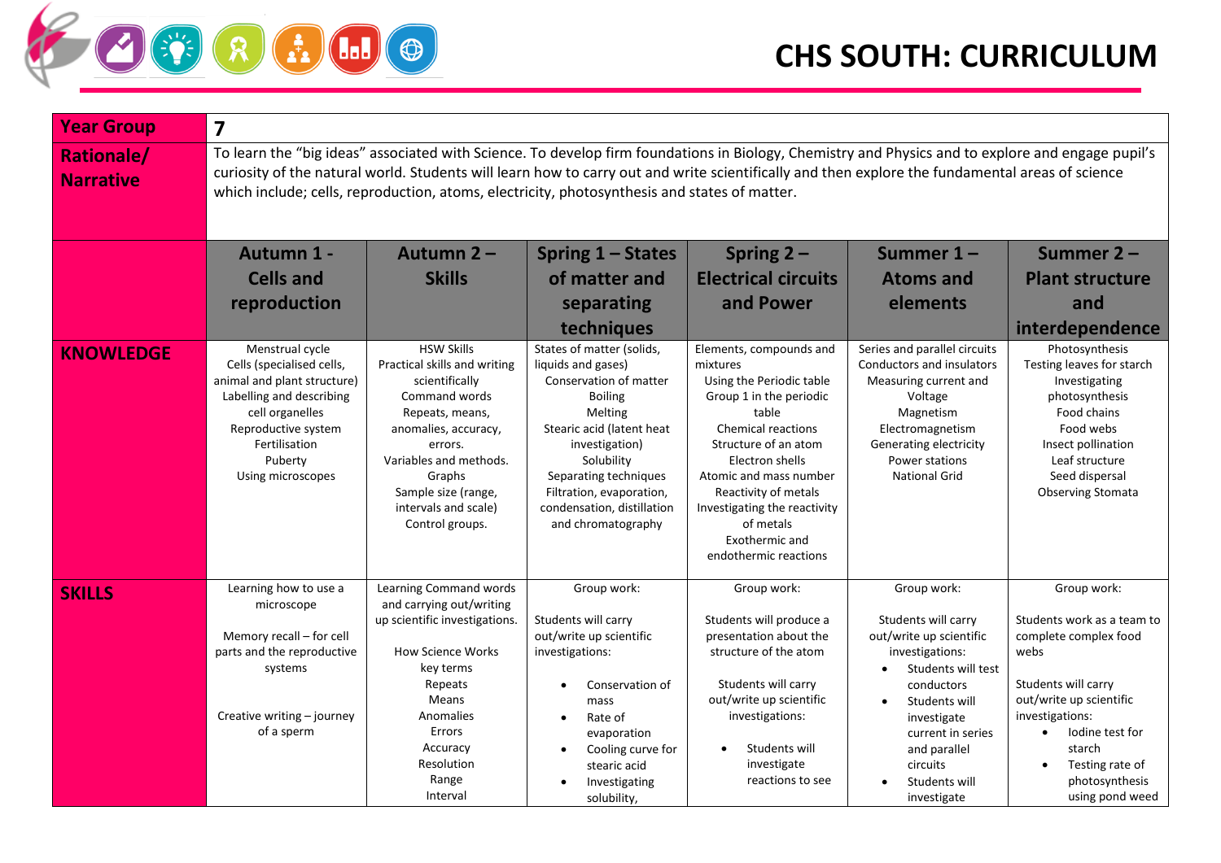# CHS SOUTH: CURRICULUM

| Year Group | 7 | | | | | |
|---|---|---|---|---|---|---|
| Rationale/ Narrative | To learn the "big ideas" associated with Science. To develop firm foundations in Biology, Chemistry and Physics and to explore and engage pupil's curiosity of the natural world. Students will learn how to carry out and write scientifically and then explore the fundamental areas of science which include; cells, reproduction, atoms, electricity, photosynthesis and states of matter. | | | | | |
| | **Autumn 1 - Cells and reproduction** | **Autumn 2 – Skills** | **Spring 1 – States of matter and separating techniques** | **Spring 2 – Electrical circuits and Power** | **Summer 1 – Atoms and elements** | **Summer 2 – Plant structure and interdependence** |
| **KNOWLEDGE** | Menstrual cycle<br>Cells (specialised cells, animal and plant structure)<br>Labelling and describing cell organelles<br>Reproductive system<br>Fertilisation<br>Puberty<br>Using microscopes | HSW Skills<br>Practical skills and writing scientifically<br>Command words<br>Repeats, means, anomalies, accuracy, errors.<br>Variables and methods.<br>Graphs<br>Sample size (range, intervals and scale)<br>Control groups. | States of matter (solids, liquids and gases)<br>Conservation of matter<br>Boiling<br>Melting<br>Stearic acid (latent heat investigation)<br>Solubility<br>Separating techniques<br>Filtration, evaporation, condensation, distillation and chromatography | Elements, compounds and mixtures<br>Using the Periodic table<br>Group 1 in the periodic table<br>Chemical reactions<br>Structure of an atom<br>Electron shells<br>Atomic and mass number<br>Reactivity of metals<br>Investigating the reactivity of metals<br>Exothermic and endothermic reactions | Series and parallel circuits<br>Conductors and insulators<br>Measuring current and Voltage<br>Magnetism<br>Electromagnetism<br>Generating electricity<br>Power stations<br>National Grid | Photosynthesis<br>Testing leaves for starch<br>Investigating photosynthesis<br>Food chains<br>Food webs<br>Insect pollination<br>Leaf structure<br>Seed dispersal<br>Observing Stomata |
| **SKILLS** | Learning how to use a microscope<br><br>Memory recall – for cell parts and the reproductive systems<br><br>Creative writing – journey of a sperm | Learning Command words and carrying out/writing up scientific investigations.<br><br>How Science Works key terms<br>Repeats<br>Means<br>Anomalies<br>Errors<br>Accuracy<br>Resolution<br>Range<br>Interval | Group work:<br><br>Students will carry out/write up scientific investigations:<br>• Conservation of mass<br>• Rate of evaporation<br>• Cooling curve for stearic acid<br>• Investigating solubility, | Group work:<br><br>Students will produce a presentation about the structure of the atom<br><br>Students will carry out/write up scientific investigations:<br>• Students will investigate reactions to see | Group work:<br><br>Students will carry out/write up scientific investigations:<br>• Students will test conductors<br>• Students will investigate current in series and parallel circuits<br>• Students will investigate | Group work:<br><br>Students work as a team to complete complex food webs<br><br>Students will carry out/write up scientific investigations:<br>• Iodine test for starch<br>• Testing rate of photosynthesis using pond weed |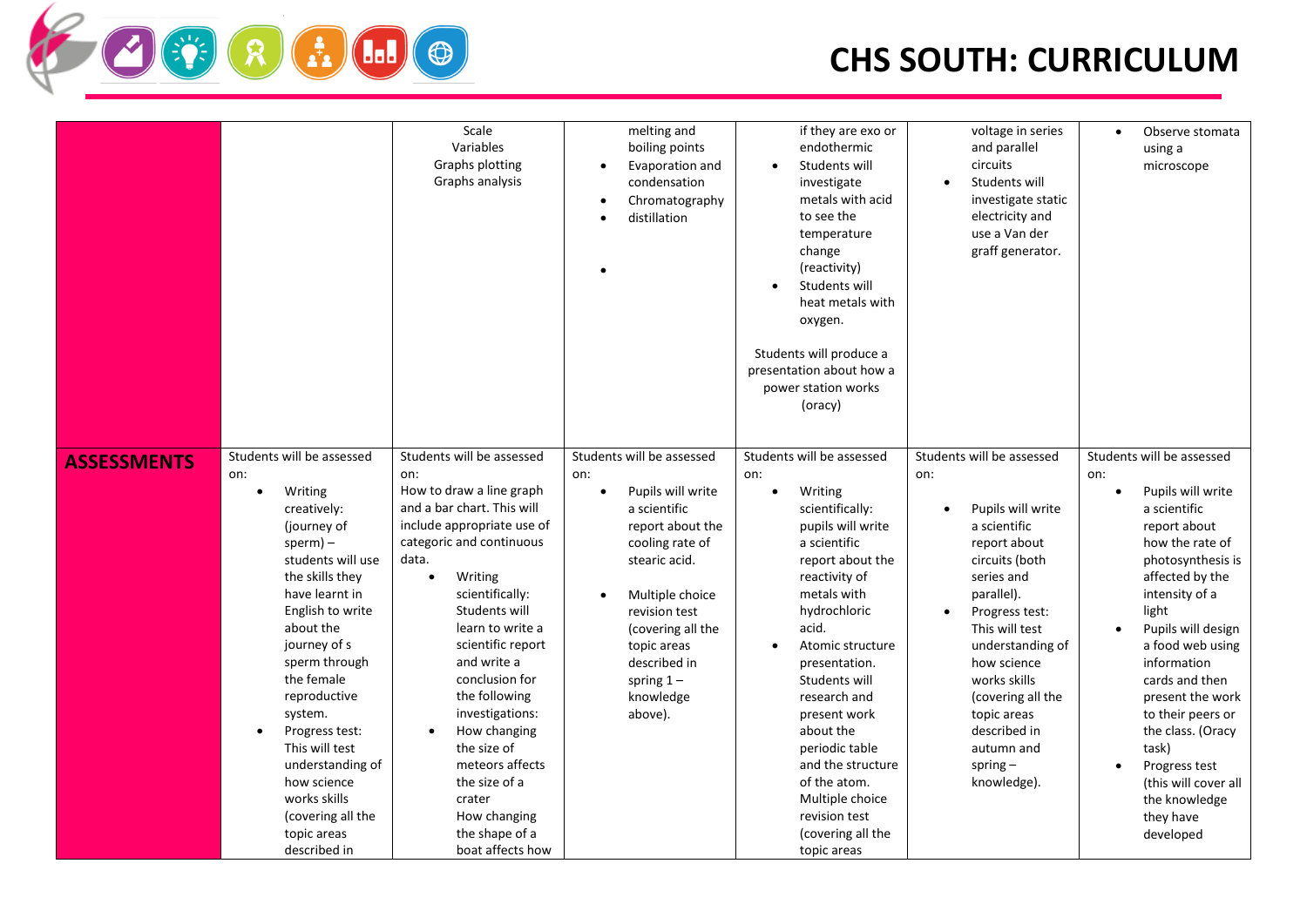# CHS SOUTH: CURRICULUM

| | | | | | | |
|---|---|---|---|---|---|---|
| | | Scale<br>Variables<br>Graphs plotting<br>Graphs analysis | melting and boiling points<br>• Evaporation and condensation<br>• Chromatography<br>• distillation<br>• | if they are exo or endothermic<br>• Students will investigate metals with acid to see the temperature change (reactivity)<br>• Students will heat metals with oxygen.<br><br>Students will produce a presentation about how a power station works (oracy) | voltage in series and parallel circuits<br>• Students will investigate static electricity and use a Van der graff generator. | • Observe stomata using a microscope |
| **ASSESSMENTS** | Students will be assessed on:<br>• Writing creatively: (journey of sperm) – students will use the skills they have learnt in English to write about the journey of s sperm through the female reproductive system.<br>• Progress test: This will test understanding of how science works skills (covering all the topic areas described in | Students will be assessed on:<br>How to draw a line graph and a bar chart. This will include appropriate use of categoric and continuous data.<br>• Writing scientifically: Students will learn to write a scientific report and write a conclusion for the following investigations:<br>• How changing the size of meteors affects the size of a crater<br>How changing the shape of a boat affects how | Students will be assessed on:<br>• Pupils will write a scientific report about the cooling rate of stearic acid.<br><br>• Multiple choice revision test (covering all the topic areas described in spring 1 – knowledge above). | Students will be assessed on:<br>• Writing scientifically: pupils will write a scientific report about the reactivity of metals with hydrochloric acid.<br>• Atomic structure presentation. Students will research and present work about the periodic table and the structure of the atom.<br>Multiple choice revision test (covering all the topic areas | Students will be assessed on:<br><br>• Pupils will write a scientific report about circuits (both series and parallel).<br>• Progress test: This will test understanding of how science works skills (covering all the topic areas described in autumn and spring – knowledge). | Students will be assessed on:<br>• Pupils will write a scientific report about how the rate of photosynthesis is affected by the intensity of a light<br>• Pupils will design a food web using information cards and then present the work to their peers or the class. (Oracy task)<br>• Progress test (this will cover all the knowledge they have developed |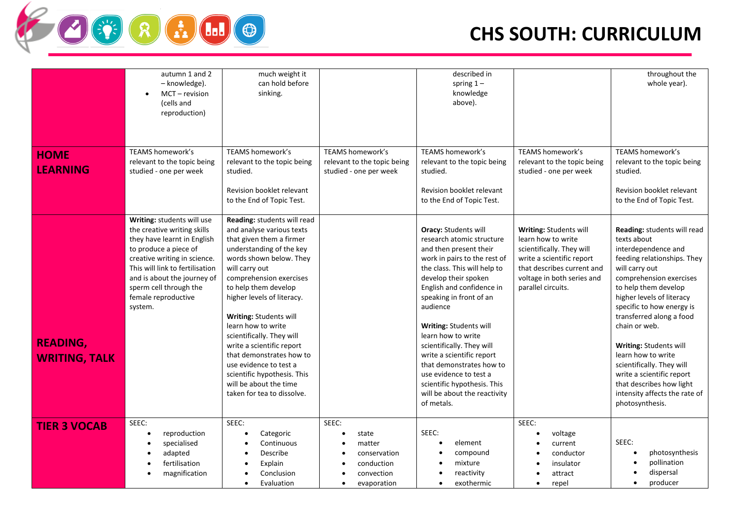# CHS SOUTH: CURRICULUM

| | | | | | | |
|---|---|---|---|---|---|---|
| | autumn 1 and 2 – knowledge).<br>• MCT – revision (cells and reproduction) | much weight it can hold before sinking. | | described in spring 1 – knowledge above). | | throughout the whole year). |
| **HOME LEARNING** | TEAMS homework's relevant to the topic being studied - one per week | TEAMS homework's relevant to the topic being studied.<br><br>Revision booklet relevant to the End of Topic Test. | TEAMS homework's relevant to the topic being studied - one per week | TEAMS homework's relevant to the topic being studied.<br><br>Revision booklet relevant to the End of Topic Test. | TEAMS homework's relevant to the topic being studied - one per week | TEAMS homework's relevant to the topic being studied.<br><br>Revision booklet relevant to the End of Topic Test. |
| **READING, WRITING, TALK** | **Writing:** students will use the creative writing skills they have learnt in English to produce a piece of creative writing in science. This will link to fertilisation and is about the journey of sperm cell through the female reproductive system. | **Reading:** students will read and analyse various texts that given them a firmer understanding of the key words shown below. They will carry out comprehension exercises to help them develop higher levels of literacy.<br><br>**Writing:** Students will learn how to write scientifically. They will write a scientific report that demonstrates how to use evidence to test a scientific hypothesis. This will be about the time taken for tea to dissolve. | | **Oracy:** Students will research atomic structure and then present their work in pairs to the rest of the class. This will help to develop their spoken English and confidence in speaking in front of an audience<br><br>**Writing:** Students will learn how to write scientifically. They will write a scientific report that demonstrates how to use evidence to test a scientific hypothesis. This will be about the reactivity of metals. | **Writing:** Students will learn how to write scientifically. They will write a scientific report that describes current and voltage in both series and parallel circuits. | **Reading:** students will read texts about interdependence and feeding relationships. They will carry out comprehension exercises to help them develop higher levels of literacy specific to how energy is transferred along a food chain or web.<br><br>**Writing:** Students will learn how to write scientifically. They will write a scientific report that describes how light intensity affects the rate of photosynthesis. |
| **TIER 3 VOCAB** | SEEC:<br>• reproduction<br>• specialised<br>• adapted<br>• fertilisation<br>• magnification | SEEC:<br>• Categoric<br>• Continuous<br>• Describe<br>• Explain<br>• Conclusion<br>• Evaluation | SEEC:<br>• state<br>• matter<br>• conservation<br>• conduction<br>• convection<br>• evaporation | SEEC:<br>• element<br>• compound<br>• mixture<br>• reactivity<br>• exothermic | SEEC:<br>• voltage<br>• current<br>• conductor<br>• insulator<br>• attract<br>• repel | SEEC:<br>• photosynthesis<br>• pollination<br>• dispersal<br>• producer |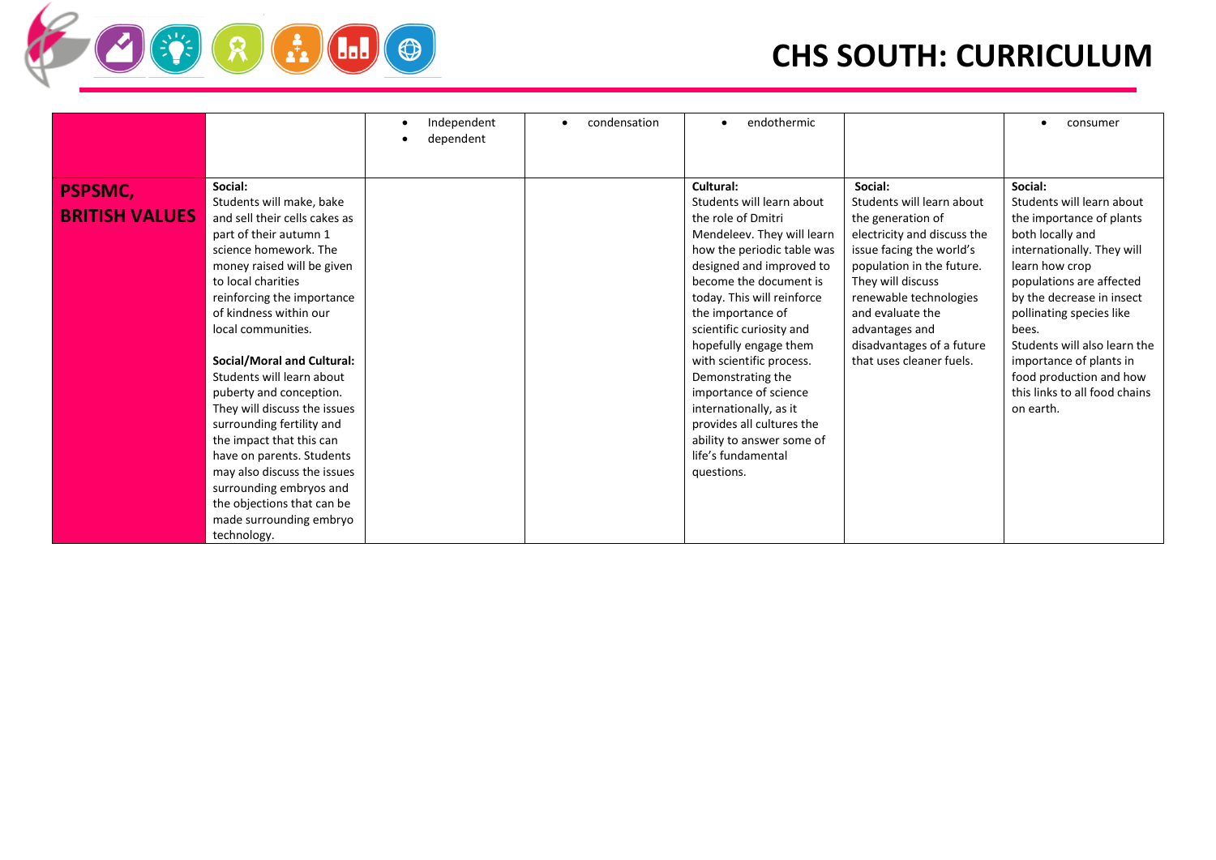# CHS SOUTH: CURRICULUM

| | | | | | | |
|---|---|---|---|---|---|---|
| | | • Independent<br>• dependent | • condensation | • endothermic | | • consumer |
| **PSPSMC, BRITISH VALUES** | **Social:**<br>Students will make, bake and sell their cells cakes as part of their autumn 1 science homework. The money raised will be given to local charities reinforcing the importance of kindness within our local communities.<br><br>**Social/Moral and Cultural:**<br>Students will learn about puberty and conception. They will discuss the issues surrounding fertility and the impact that this can have on parents. Students may also discuss the issues surrounding embryos and the objections that can be made surrounding embryo technology. | | | **Cultural:**<br>Students will learn about the role of Dmitri Mendeleev. They will learn how the periodic table was designed and improved to become the document is today. This will reinforce the importance of scientific curiosity and hopefully engage them with scientific process. Demonstrating the importance of science internationally, as it provides all cultures the ability to answer some of life's fundamental questions. | **Social:**<br>Students will learn about the generation of electricity and discuss the issue facing the world's population in the future. They will discuss renewable technologies and evaluate the advantages and disadvantages of a future that uses cleaner fuels. | **Social:**<br>Students will learn about the importance of plants both locally and internationally. They will learn how crop populations are affected by the decrease in insect pollinating species like bees.<br>Students will also learn the importance of plants in food production and how this links to all food chains on earth. |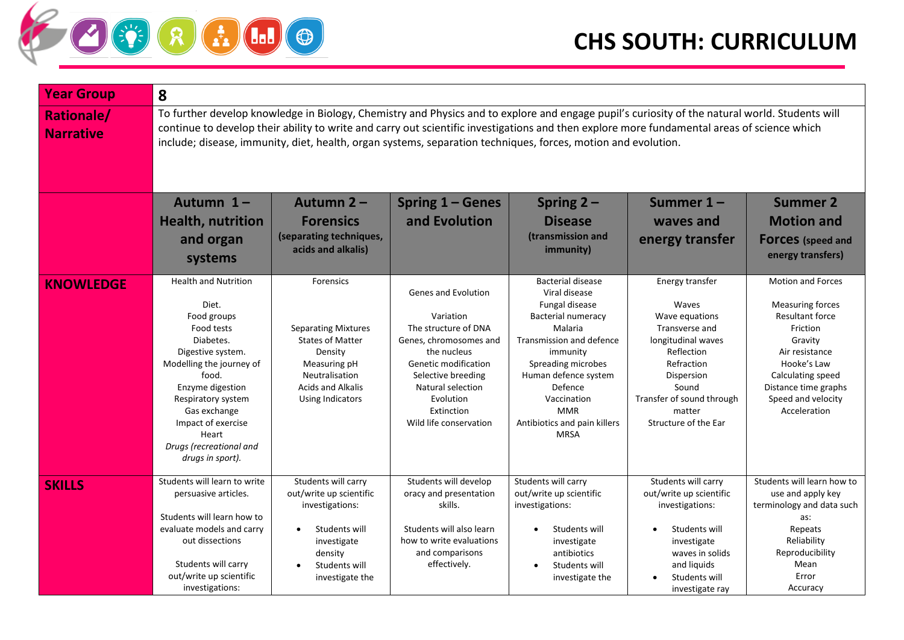# CHS SOUTH: CURRICULUM

| **Year Group** | **8** | | | | | |
|---|---|---|---|---|---|---|
| **Rationale/ Narrative** | To further develop knowledge in Biology, Chemistry and Physics and to explore and engage pupil's curiosity of the natural world. Students will continue to develop their ability to write and carry out scientific investigations and then explore more fundamental areas of science which include; disease, immunity, diet, health, organ systems, separation techniques, forces, motion and evolution. | | | | | |
| | **Autumn 1 – Health, nutrition and organ systems** | **Autumn 2 – Forensics** (separating techniques, acids and alkalis) | **Spring 1 – Genes and Evolution** | **Spring 2 – Disease** (transmission and immunity) | **Summer 1 – waves and energy transfer** | **Summer 2 Motion and Forces** (speed and energy transfers) |
| **KNOWLEDGE** | Health and Nutrition<br><br>Diet.<br>Food groups<br>Food tests<br>Diabetes.<br>Digestive system.<br>Modelling the journey of food.<br>Enzyme digestion<br>Respiratory system<br>Gas exchange<br>Impact of exercise<br>Heart<br>*Drugs (recreational and drugs in sport).* | Forensics<br><br><br><br>Separating Mixtures<br>States of Matter<br>Density<br>Measuring pH<br>Neutralisation<br>Acids and Alkalis<br>Using Indicators | Genes and Evolution<br><br>Variation<br>The structure of DNA<br>Genes, chromosomes and the nucleus<br>Genetic modification<br>Selective breeding<br>Natural selection<br>Evolution<br>Extinction<br>Wild life conservation | Bacterial disease<br>Viral disease<br>Fungal disease<br>Bacterial numeracy<br>Malaria<br>Transmission and defence immunity<br>Spreading microbes<br>Human defence system<br>Defence<br>Vaccination<br>MMR<br>Antibiotics and pain killers<br>MRSA | Energy transfer<br><br>Waves<br>Wave equations<br>Transverse and longitudinal waves<br>Reflection<br>Refraction<br>Dispersion<br>Sound<br>Transfer of sound through matter<br>Structure of the Ear | Motion and Forces<br><br>Measuring forces<br>Resultant force<br>Friction<br>Gravity<br>Air resistance<br>Hooke's Law<br>Calculating speed<br>Distance time graphs<br>Speed and velocity<br>Acceleration |
| **SKILLS** | Students will learn to write persuasive articles.<br><br>Students will learn how to evaluate models and carry out dissections<br><br>Students will carry out/write up scientific investigations: | Students will carry out/write up scientific investigations:<br><br>• Students will investigate density<br>• Students will investigate the | Students will develop oracy and presentation skills.<br><br>Students will also learn how to write evaluations and comparisons effectively. | Students will carry out/write up scientific investigations:<br><br>• Students will investigate antibiotics<br>• Students will investigate the | Students will carry out/write up scientific investigations:<br><br>• Students will investigate waves in solids and liquids<br>• Students will investigate ray | Students will learn how to use and apply key terminology and data such as:<br>Repeats<br>Reliability<br>Reproducibility<br>Mean<br>Error<br>Accuracy |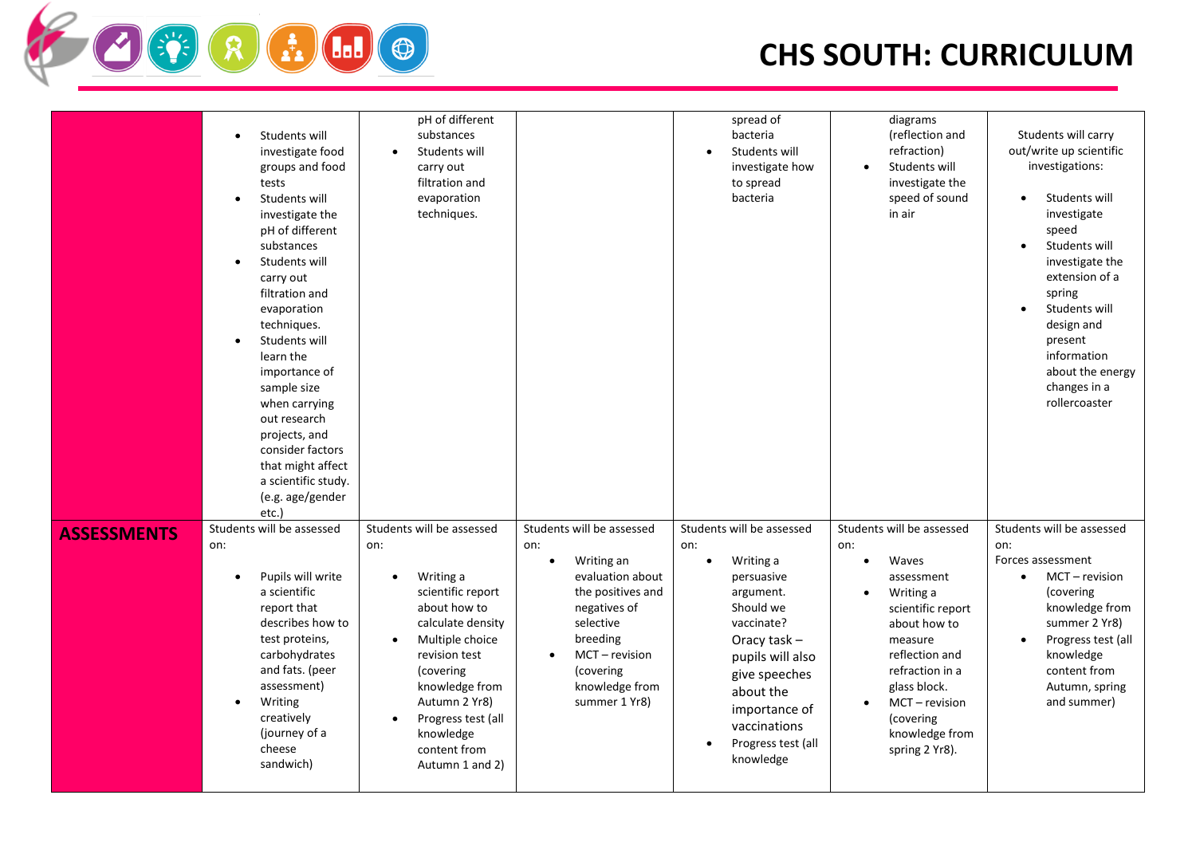# CHS SOUTH: CURRICULUM

| | | | | | | |
|---|---|---|---|---|---|---|
| | • Students will investigate food groups and food tests<br>• Students will investigate the pH of different substances<br>• Students will carry out filtration and evaporation techniques.<br>• Students will learn the importance of sample size when carrying out research projects, and consider factors that might affect a scientific study. (e.g. age/gender etc.) | pH of different substances<br>• Students will carry out filtration and evaporation techniques. | | spread of bacteria<br>• Students will investigate how to spread bacteria | diagrams (reflection and refraction)<br>• Students will investigate the speed of sound in air | Students will carry out/write up scientific investigations:<br>• Students will investigate speed<br>• Students will investigate the extension of a spring<br>• Students will design and present information about the energy changes in a rollercoaster |
| **ASSESSMENTS** | Students will be assessed on:<br>• Pupils will write a scientific report that describes how to test proteins, carbohydrates and fats. (peer assessment)<br>• Writing creatively (journey of a cheese sandwich) | Students will be assessed on:<br>• Writing a scientific report about how to calculate density<br>• Multiple choice revision test (covering knowledge from Autumn 2 Yr8)<br>• Progress test (all knowledge content from Autumn 1 and 2) | Students will be assessed on:<br>• Writing an evaluation about the positives and negatives of selective breeding<br>• MCT – revision (covering knowledge from summer 1 Yr8) | Students will be assessed on:<br>• Writing a persuasive argument. Should we vaccinate? Oracy task – pupils will also give speeches about the importance of vaccinations<br>• Progress test (all knowledge | Students will be assessed on:<br>• Waves assessment<br>• Writing a scientific report about how to measure reflection and refraction in a glass block.<br>• MCT – revision (covering knowledge from spring 2 Yr8). | Students will be assessed on:<br>Forces assessment<br>• MCT – revision (covering knowledge from summer 2 Yr8)<br>• Progress test (all knowledge content from Autumn, spring and summer) |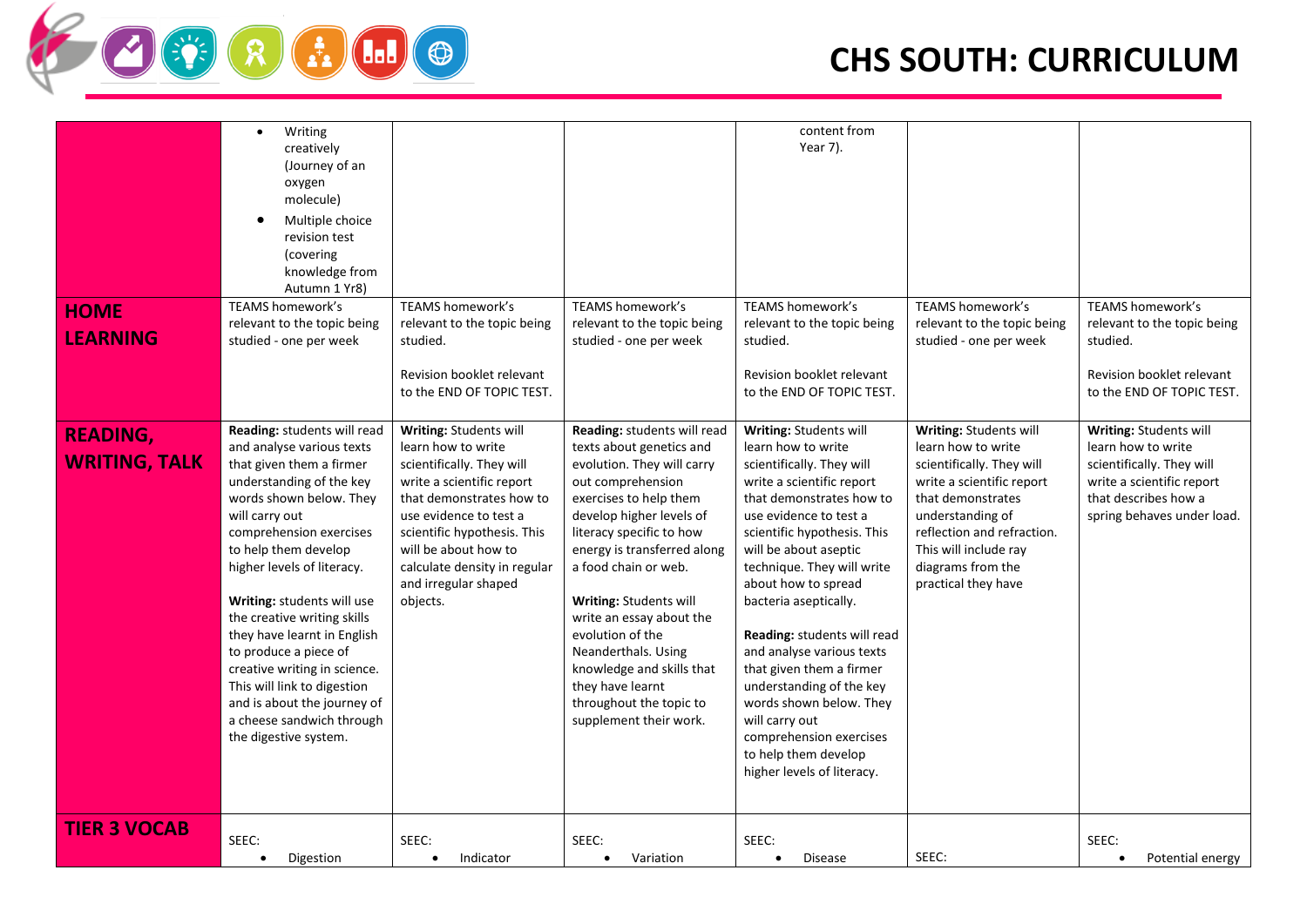| | | | | | | |
|---|---|---|---|---|---|---|
| | • Writing creatively (Journey of an oxygen molecule)<br>• Multiple choice revision test (covering knowledge from Autumn 1 Yr8) | | | content from Year 7). | | |
| **HOME LEARNING** | TEAMS homework's relevant to the topic being studied - one per week | TEAMS homework's relevant to the topic being studied.<br><br>Revision booklet relevant to the END OF TOPIC TEST. | TEAMS homework's relevant to the topic being studied - one per week | TEAMS homework's relevant to the topic being studied.<br><br>Revision booklet relevant to the END OF TOPIC TEST. | TEAMS homework's relevant to the topic being studied - one per week | TEAMS homework's relevant to the topic being studied.<br><br>Revision booklet relevant to the END OF TOPIC TEST. |
| **READING, WRITING, TALK** | **Reading:** students will read and analyse various texts that given them a firmer understanding of the key words shown below. They will carry out comprehension exercises to help them develop higher levels of literacy.<br><br>**Writing:** students will use the creative writing skills they have learnt in English to produce a piece of creative writing in science. This will link to digestion and is about the journey of a cheese sandwich through the digestive system. | **Writing:** Students will learn how to write scientifically. They will write a scientific report that demonstrates how to use evidence to test a scientific hypothesis. This will be about how to calculate density in regular and irregular shaped objects. | **Reading:** students will read texts about genetics and evolution. They will carry out comprehension exercises to help them develop higher levels of literacy specific to how energy is transferred along a food chain or web.<br><br>**Writing:** Students will write an essay about the evolution of the Neanderthals. Using knowledge and skills that they have learnt throughout the topic to supplement their work. | **Writing:** Students will learn how to write scientifically. They will write a scientific report that demonstrates how to use evidence to test a scientific hypothesis. This will be about aseptic technique. They will write about how to spread bacteria aseptically.<br><br>**Reading:** students will read and analyse various texts that given them a firmer understanding of the key words shown below. They will carry out comprehension exercises to help them develop higher levels of literacy. | **Writing:** Students will learn how to write scientifically. They will write a scientific report that demonstrates understanding of reflection and refraction. This will include ray diagrams from the practical they have | **Writing:** Students will learn how to write scientifically. They will write a scientific report that describes how a spring behaves under load. |
| **TIER 3 VOCAB** | SEEC:<br>• Digestion | SEEC:<br>• Indicator | SEEC:<br>• Variation | SEEC:<br>• Disease | SEEC: | SEEC:<br>• Potential energy |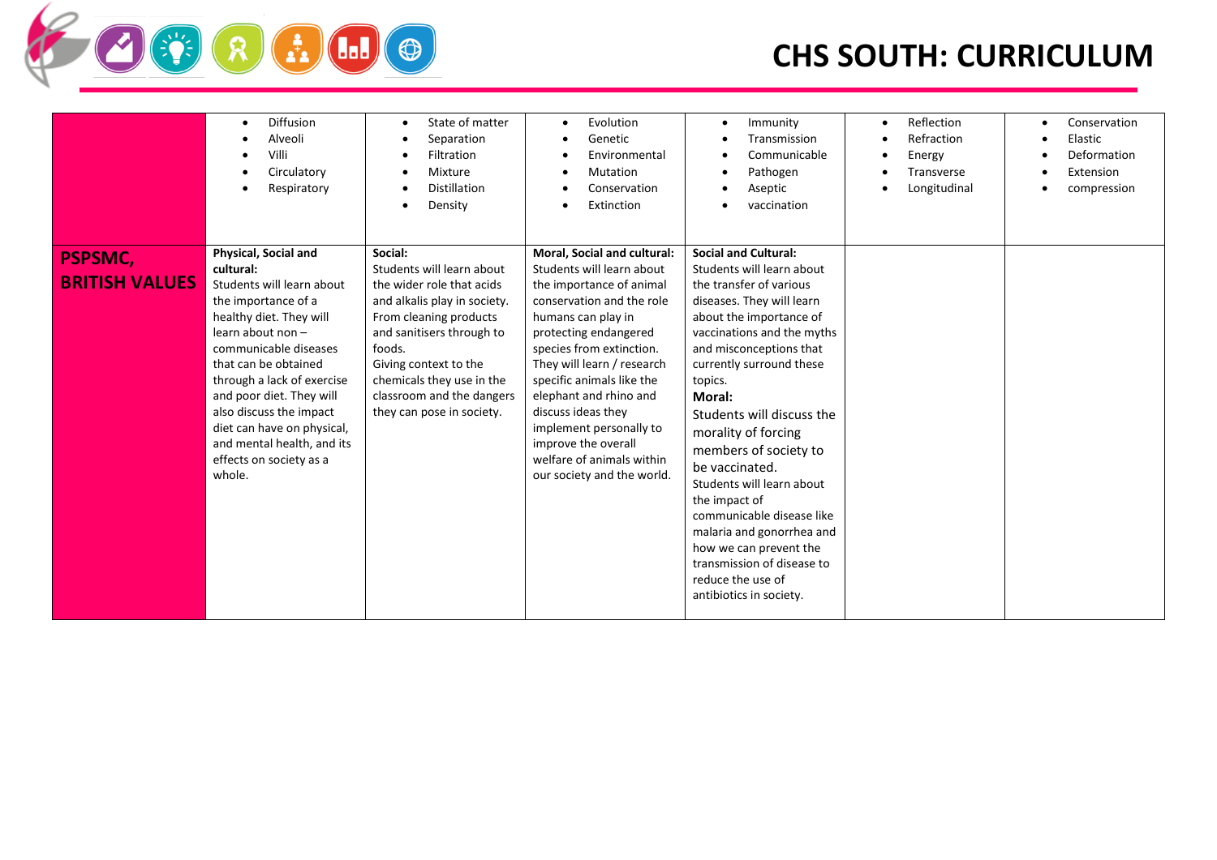| | | | | | | |
|---|---|---|---|---|---|---|
| | • Diffusion<br>• Alveoli<br>• Villi<br>• Circulatory<br>• Respiratory | • State of matter<br>• Separation<br>• Filtration<br>• Mixture<br>• Distillation<br>• Density | • Evolution<br>• Genetic<br>• Environmental<br>• Mutation<br>• Conservation<br>• Extinction | • Immunity<br>• Transmission<br>• Communicable<br>• Pathogen<br>• Aseptic<br>• vaccination | • Reflection<br>• Refraction<br>• Energy<br>• Transverse<br>• Longitudinal | • Conservation<br>• Elastic<br>• Deformation<br>• Extension<br>• compression |
| **PSPSMC, BRITISH VALUES** | **Physical, Social and cultural:**<br>Students will learn about the importance of a healthy diet. They will learn about non – communicable diseases that can be obtained through a lack of exercise and poor diet. They will also discuss the impact diet can have on physical, and mental health, and its effects on society as a whole. | **Social:**<br>Students will learn about the wider role that acids and alkalis play in society. From cleaning products and sanitisers through to foods.<br>Giving context to the chemicals they use in the classroom and the dangers they can pose in society. | **Moral, Social and cultural:**<br>Students will learn about the importance of animal conservation and the role humans can play in protecting endangered species from extinction. They will learn / research specific animals like the elephant and rhino and discuss ideas they implement personally to improve the overall welfare of animals within our society and the world. | **Social and Cultural:**<br>Students will learn about the transfer of various diseases. They will learn about the importance of vaccinations and the myths and misconceptions that currently surround these topics.<br>**Moral:**<br>Students will discuss the morality of forcing members of society to be vaccinated.<br>Students will learn about the impact of communicable disease like malaria and gonorrhea and how we can prevent the transmission of disease to reduce the use of antibiotics in society. | | |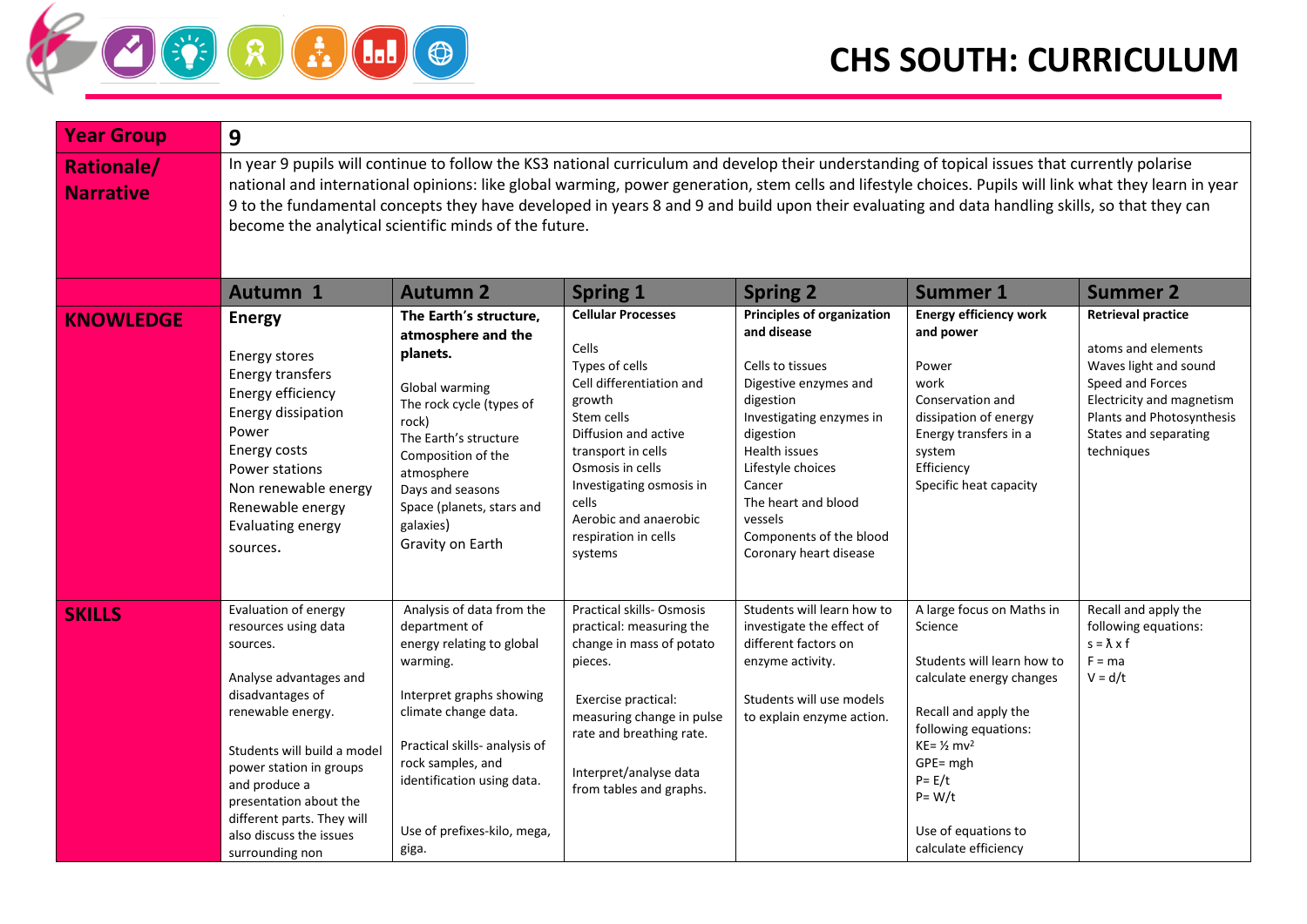# CHS SOUTH: CURRICULUM

| Year Group | 9 | | | | | |
|---|---|---|---|---|---|---|
| **Rationale/ Narrative** | In year 9 pupils will continue to follow the KS3 national curriculum and develop their understanding of topical issues that currently polarise national and international opinions: like global warming, power generation, stem cells and lifestyle choices. Pupils will link what they learn in year 9 to the fundamental concepts they have developed in years 8 and 9 and build upon their evaluating and data handling skills, so that they can become the analytical scientific minds of the future. | | | | | |
| | **Autumn 1** | **Autumn 2** | **Spring 1** | **Spring 2** | **Summer 1** | **Summer 2** |
| **KNOWLEDGE** | **Energy**<br><br>Energy stores<br>Energy transfers<br>Energy efficiency<br>Energy dissipation<br>Power<br>Energy costs<br>Power stations<br>Non renewable energy<br>Renewable energy<br>Evaluating energy sources. | **The Earth's structure, atmosphere and the planets.**<br><br>Global warming<br>The rock cycle (types of rock)<br>The Earth's structure<br>Composition of the atmosphere<br>Days and seasons<br>Space (planets, stars and galaxies)<br>Gravity on Earth | **Cellular Processes**<br><br>Cells<br>Types of cells<br>Cell differentiation and growth<br>Stem cells<br>Diffusion and active transport in cells<br>Osmosis in cells<br>Investigating osmosis in cells<br>Aerobic and anaerobic respiration in cells systems | **Principles of organization and disease**<br><br>Cells to tissues<br>Digestive enzymes and digestion<br>Investigating enzymes in digestion<br>Health issues<br>Lifestyle choices<br>Cancer<br>The heart and blood vessels<br>Components of the blood<br>Coronary heart disease | **Energy efficiency work and power**<br><br>Power<br>work<br>Conservation and dissipation of energy<br>Energy transfers in a system<br>Efficiency<br>Specific heat capacity | **Retrieval practice**<br><br>atoms and elements<br>Waves light and sound<br>Speed and Forces<br>Electricity and magnetism<br>Plants and Photosynthesis<br>States and separating techniques |
| **SKILLS** | Evaluation of energy resources using data sources.<br><br>Analyse advantages and disadvantages of renewable energy.<br><br>Students will build a model power station in groups and produce a presentation about the different parts. They will also discuss the issues surrounding non | Analysis of data from the department of energy relating to global warming.<br><br>Interpret graphs showing climate change data.<br><br>Practical skills- analysis of rock samples, and identification using data.<br><br>Use of prefixes-kilo, mega, giga. | Practical skills- Osmosis practical: measuring the change in mass of potato pieces.<br><br>Exercise practical: measuring change in pulse rate and breathing rate.<br><br>Interpret/analyse data from tables and graphs. | Students will learn how to investigate the effect of different factors on enzyme activity.<br><br>Students will use models to explain enzyme action. | A large focus on Maths in Science<br><br>Students will learn how to calculate energy changes<br><br>Recall and apply the following equations:<br>$KE = \frac{1}{2} mv^2$<br>$GPE = mgh$<br>$P = E/t$<br>$P = W/t$<br><br>Use of equations to calculate efficiency | Recall and apply the following equations:<br>$s = \lambda \times f$<br>$F = ma$<br>$V = d/t$ |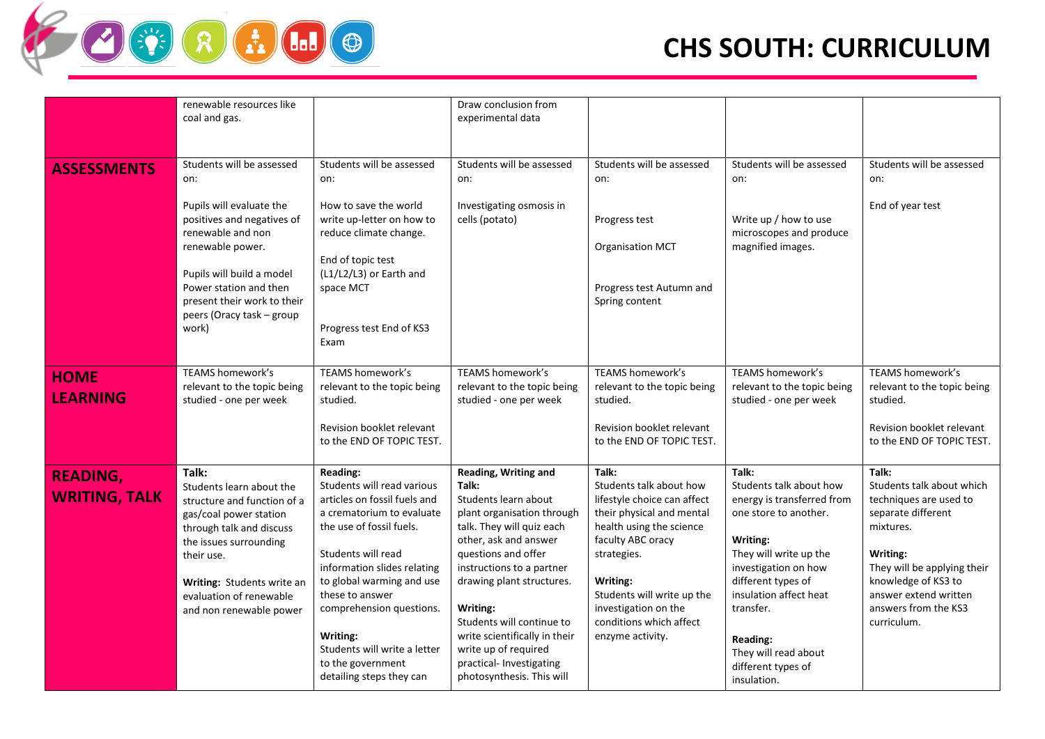# CHS SOUTH: CURRICULUM

| | | | | | | |
|---|---|---|---|---|---|---|
| | renewable resources like coal and gas. | | Draw conclusion from experimental data | | | |
| **ASSESSMENTS** | Students will be assessed on:<br><br>Pupils will evaluate the positives and negatives of renewable and non renewable power.<br><br>Pupils will build a model Power station and then present their work to their peers (Oracy task – group work) | Students will be assessed on:<br><br>How to save the world write up-letter on how to reduce climate change.<br><br>End of topic test (L1/L2/L3) or Earth and space MCT<br><br>Progress test End of KS3 Exam | Students will be assessed on:<br><br>Investigating osmosis in cells (potato) | Students will be assessed on:<br><br>Progress test<br><br>Organisation MCT<br><br>Progress test Autumn and Spring content | Students will be assessed on:<br><br>Write up / how to use microscopes and produce magnified images. | Students will be assessed on:<br><br>End of year test |
| **HOME LEARNING** | TEAMS homework's relevant to the topic being studied - one per week | TEAMS homework's relevant to the topic being studied.<br><br>Revision booklet relevant to the END OF TOPIC TEST. | TEAMS homework's relevant to the topic being studied - one per week | TEAMS homework's relevant to the topic being studied.<br><br>Revision booklet relevant to the END OF TOPIC TEST. | TEAMS homework's relevant to the topic being studied - one per week | TEAMS homework's relevant to the topic being studied.<br><br>Revision booklet relevant to the END OF TOPIC TEST. |
| **READING, WRITING, TALK** | **Talk:**<br>Students learn about the structure and function of a gas/coal power station through talk and discuss the issues surrounding their use.<br><br>**Writing:** Students write an evaluation of renewable and non renewable power | **Reading:**<br>Students will read various articles on fossil fuels and a crematorium to evaluate the use of fossil fuels.<br><br>Students will read information slides relating to global warming and use these to answer comprehension questions.<br><br>**Writing:**<br>Students will write a letter to the government detailing steps they can | **Reading, Writing and Talk:**<br>Students learn about plant organisation through talk. They will quiz each other, ask and answer questions and offer instructions to a partner drawing plant structures.<br><br>**Writing:**<br>Students will continue to write scientifically in their write up of required practical- Investigating photosynthesis. This will | **Talk:**<br>Students talk about how lifestyle choice can affect their physical and mental health using the science faculty ABC oracy strategies.<br><br>**Writing:**<br>Students will write up the investigation on the conditions which affect enzyme activity. | **Talk:**<br>Students talk about how energy is transferred from one store to another.<br><br>**Writing:**<br>They will write up the investigation on how different types of insulation affect heat transfer.<br><br>**Reading:**<br>They will read about different types of insulation. | **Talk:**<br>Students talk about which techniques are used to separate different mixtures.<br><br>**Writing:**<br>They will be applying their knowledge of KS3 to answer extend written answers from the KS3 curriculum. |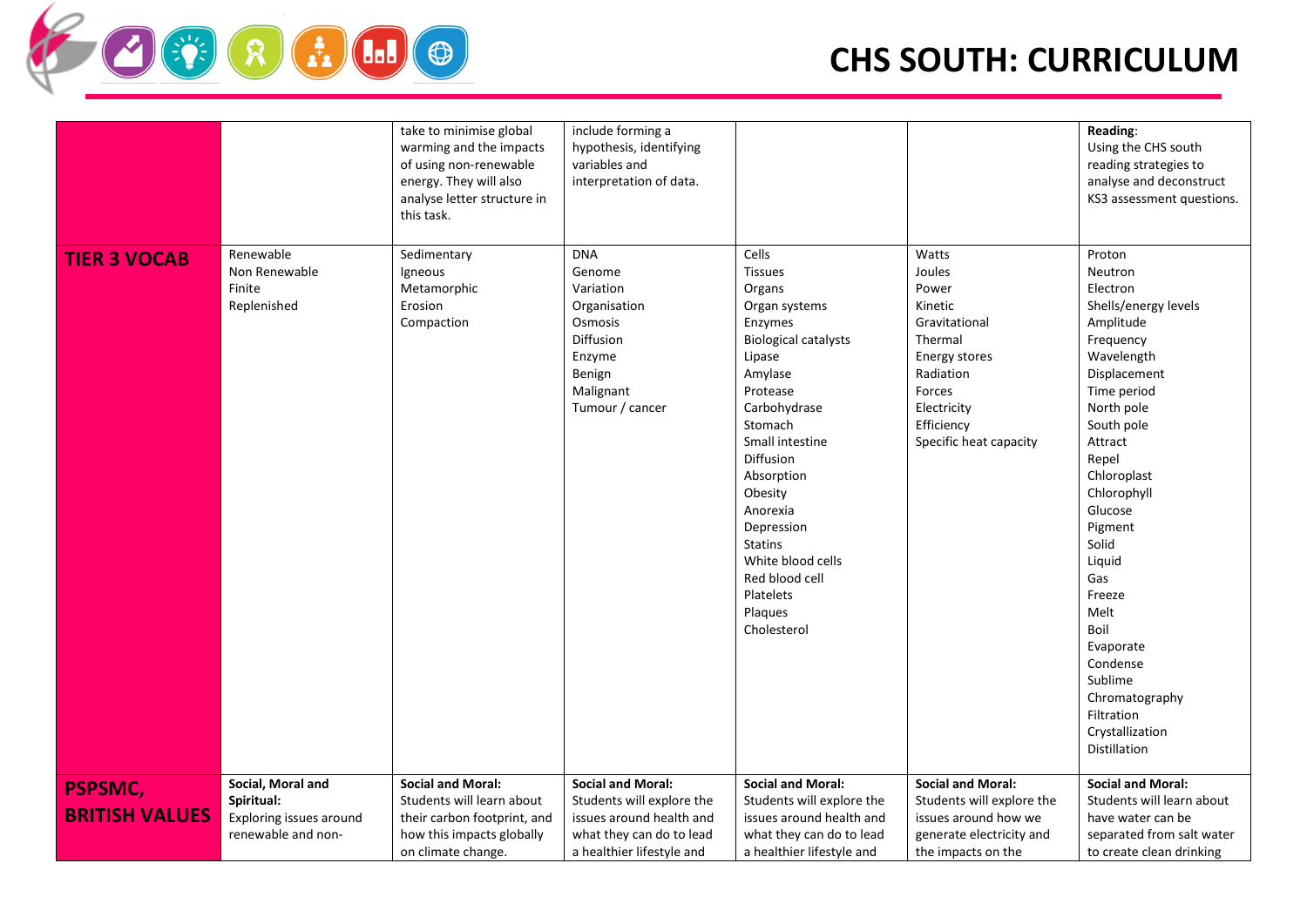# CHS SOUTH: CURRICULUM

| | | | | | | |
|---|---|---|---|---|---|---|
| | | take to minimise global warming and the impacts of using non-renewable energy. They will also analyse letter structure in this task. | include forming a hypothesis, identifying variables and interpretation of data. | | | **Reading**: Using the CHS south reading strategies to analyse and deconstruct KS3 assessment questions. |
| **TIER 3 VOCAB** | Renewable<br>Non Renewable<br>Finite<br>Replenished | Sedimentary<br>Igneous<br>Metamorphic<br>Erosion<br>Compaction | DNA<br>Genome<br>Variation<br>Organisation<br>Osmosis<br>Diffusion<br>Enzyme<br>Benign<br>Malignant<br>Tumour / cancer | Cells<br>Tissues<br>Organs<br>Organ systems<br>Enzymes<br>Biological catalysts<br>Lipase<br>Amylase<br>Protease<br>Carbohydrase<br>Stomach<br>Small intestine<br>Diffusion<br>Absorption<br>Obesity<br>Anorexia<br>Depression<br>Statins<br>White blood cells<br>Red blood cell<br>Platelets<br>Plaques<br>Cholesterol | Watts<br>Joules<br>Power<br>Kinetic<br>Gravitational<br>Thermal<br>Energy stores<br>Radiation<br>Forces<br>Electricity<br>Efficiency<br>Specific heat capacity | Proton<br>Neutron<br>Electron<br>Shells/energy levels<br>Amplitude<br>Frequency<br>Wavelength<br>Displacement<br>Time period<br>North pole<br>South pole<br>Attract<br>Repel<br>Chloroplast<br>Chlorophyll<br>Glucose<br>Pigment<br>Solid<br>Liquid<br>Gas<br>Freeze<br>Melt<br>Boil<br>Evaporate<br>Condense<br>Sublime<br>Chromatography<br>Filtration<br>Crystallization<br>Distillation |
| **PSPSMC, BRITISH VALUES** | **Social, Moral and Spiritual:** Exploring issues around renewable and non- | **Social and Moral:** Students will learn about their carbon footprint, and how this impacts globally on climate change. | **Social and Moral:** Students will explore the issues around health and what they can do to lead a healthier lifestyle and | **Social and Moral:** Students will explore the issues around health and what they can do to lead a healthier lifestyle and | **Social and Moral:** Students will explore the issues around how we generate electricity and the impacts on the | **Social and Moral:** Students will learn about have water can be separated from salt water to create clean drinking |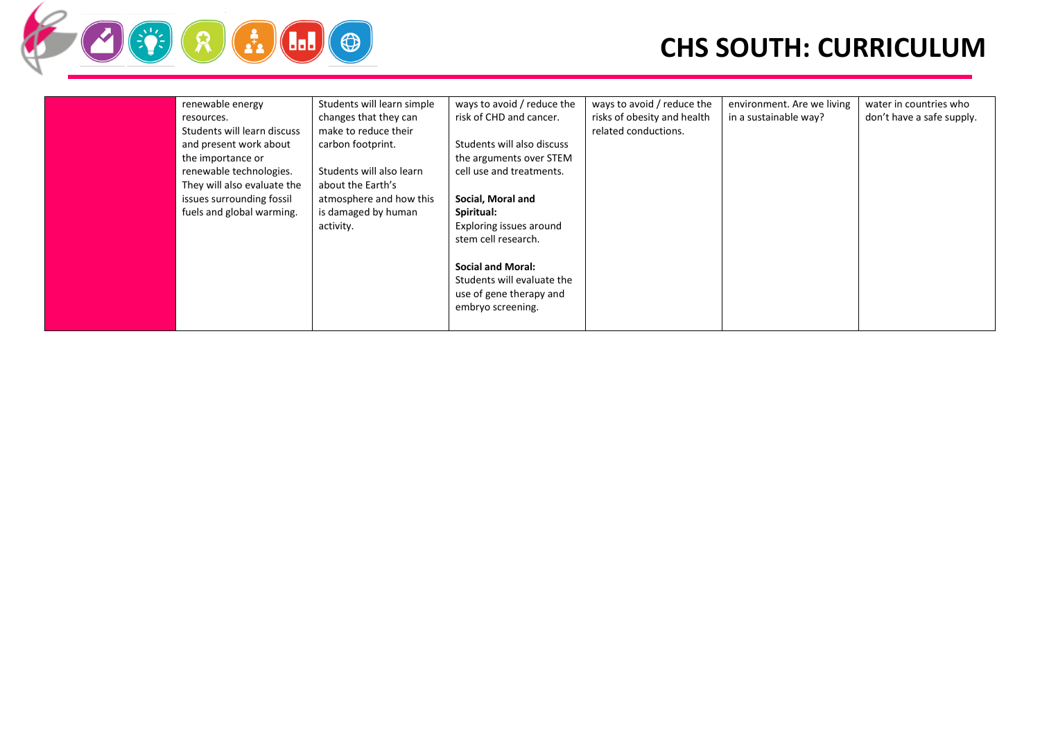| | | | | | | |
|---|---|---|---|---|---|---|
| | renewable energy resources.<br>Students will learn discuss and present work about the importance or renewable technologies. They will also evaluate the issues surrounding fossil fuels and global warming. | Students will learn simple changes that they can make to reduce their carbon footprint.<br><br>Students will also learn about the Earth's atmosphere and how this is damaged by human activity. | ways to avoid / reduce the risk of CHD and cancer.<br><br>Students will also discuss the arguments over STEM cell use and treatments.<br><br>**Social, Moral and Spiritual:**<br>Exploring issues around stem cell research.<br><br>**Social and Moral:**<br>Students will evaluate the use of gene therapy and embryo screening. | ways to avoid / reduce the risks of obesity and health related conductions. | environment. Are we living in a sustainable way? | water in countries who don't have a safe supply. |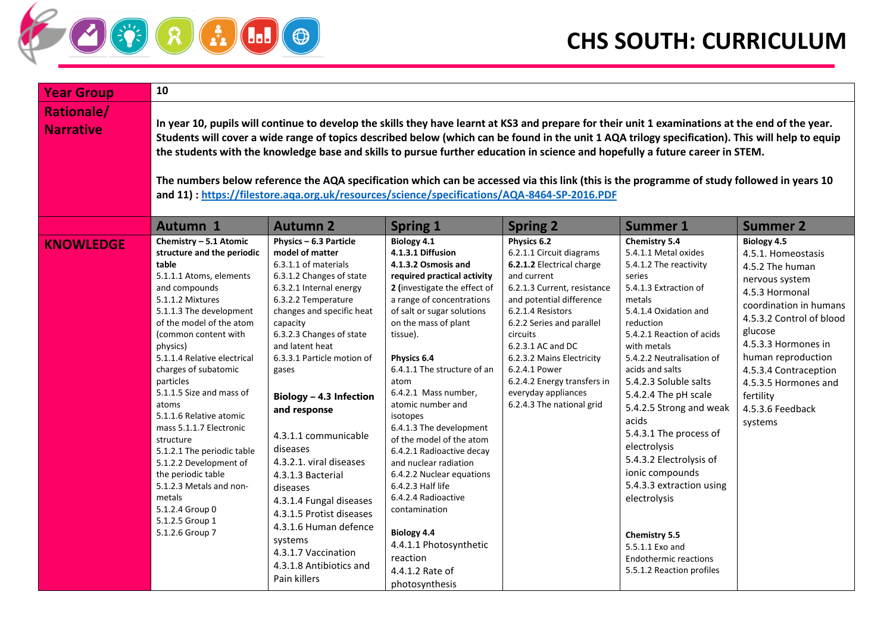# CHS SOUTH: CURRICULUM

| Year Group | 10 | | | | | |
|---|---|---|---|---|---|---|
| Rationale/ Narrative | **In year 10, pupils will continue to develop the skills they have learnt at KS3 and prepare for their unit 1 examinations at the end of the year. Students will cover a wide range of topics described below (which can be found in the unit 1 AQA trilogy specification). This will help to equip the students with the knowledge base and skills to pursue further education in science and hopefully a future career in STEM.**<br><br>**The numbers below reference the AQA specification which can be accessed via this link (this is the programme of study followed in years 10 and 11) : [https://filestore.aqa.org.uk/resources/science/specifications/AQA-8464-SP-2016.PDF](https://filestore.aqa.org.uk/resources/science/specifications/AQA-8464-SP-2016.PDF)** | | | | | |
| | **Autumn 1** | **Autumn 2** | **Spring 1** | **Spring 2** | **Summer 1** | **Summer 2** |
| **KNOWLEDGE** | **Chemistry – 5.1 Atomic structure and the periodic table**<br>5.1.1.1 Atoms, elements and compounds<br>5.1.1.2 Mixtures<br>5.1.1.3 The development of the model of the atom (common content with physics)<br>5.1.1.4 Relative electrical charges of subatomic particles<br>5.1.1.5 Size and mass of atoms<br>5.1.1.6 Relative atomic mass 5.1.1.7 Electronic structure<br>5.1.2.1 The periodic table<br>5.1.2.2 Development of the periodic table<br>5.1.2.3 Metals and non-metals<br>5.1.2.4 Group 0<br>5.1.2.5 Group 1<br>5.1.2.6 Group 7 | **Physics – 6.3 Particle model of matter**<br>6.3.1.1 of materials<br>6.3.1.2 Changes of state<br>6.3.2.1 Internal energy<br>6.3.2.2 Temperature changes and specific heat capacity<br>6.3.2.3 Changes of state and latent heat<br>6.3.3.1 Particle motion of gases<br><br>**Biology – 4.3 Infection and response**<br><br>4.3.1.1 communicable diseases<br>4.3.2.1. viral diseases<br>4.3.1.3 Bacterial diseases<br>4.3.1.4 Fungal diseases<br>4.3.1.5 Protist diseases<br>4.3.1.6 Human defence systems<br>4.3.1.7 Vaccination<br>4.3.1.8 Antibiotics and Pain killers | **Biology 4.1**<br>**4.1.3.1 Diffusion**<br>**4.1.3.2 Osmosis and required practical activity 2** (investigate the effect of a range of concentrations of salt or sugar solutions on the mass of plant tissue).<br><br>**Physics 6.4**<br>6.4.1.1 The structure of an atom<br>6.4.2.1 Mass number, atomic number and isotopes<br>6.4.1.3 The development of the model of the atom<br>6.4.2.1 Radioactive decay and nuclear radiation<br>6.4.2.2 Nuclear equations<br>6.4.2.3 Half life<br>6.4.2.4 Radioactive contamination<br><br>**Biology 4.4**<br>4.4.1.1 Photosynthetic reaction<br>4.4.1.2 Rate of photosynthesis | **Physics 6.2**<br>6.2.1.1 Circuit diagrams<br>**6.2.1.2** Electrical charge and current<br>6.2.1.3 Current, resistance and potential difference<br>6.2.1.4 Resistors<br>6.2.2 Series and parallel circuits<br>6.2.3.1 AC and DC<br>6.2.3.2 Mains Electricity<br>6.2.4.1 Power<br>6.2.4.2 Energy transfers in everyday appliances<br>6.2.4.3 The national grid | **Chemistry 5.4**<br>5.4.1.1 Metal oxides<br>5.4.1.2 The reactivity series<br>5.4.1.3 Extraction of metals<br>5.4.1.4 Oxidation and reduction<br>5.4.2.1 Reaction of acids with metals<br>5.4.2.2 Neutralisation of acids and salts<br>5.4.2.3 Soluble salts<br>5.4.2.4 The pH scale<br>5.4.2.5 Strong and weak acids<br>5.4.3.1 The process of electrolysis<br>5.4.3.2 Electrolysis of ionic compounds<br>5.4.3.3 extraction using electrolysis<br><br>**Chemistry 5.5**<br>5.5.1.1 Exo and Endothermic reactions<br>5.5.1.2 Reaction profiles | **Biology 4.5**<br>4.5.1. Homeostasis<br>4.5.2 The human nervous system<br>4.5.3 Hormonal coordination in humans<br>4.5.3.2 Control of blood glucose<br>4.5.3.3 Hormones in human reproduction<br>4.5.3.4 Contraception<br>4.5.3.5 Hormones and fertility<br>4.5.3.6 Feedback systems |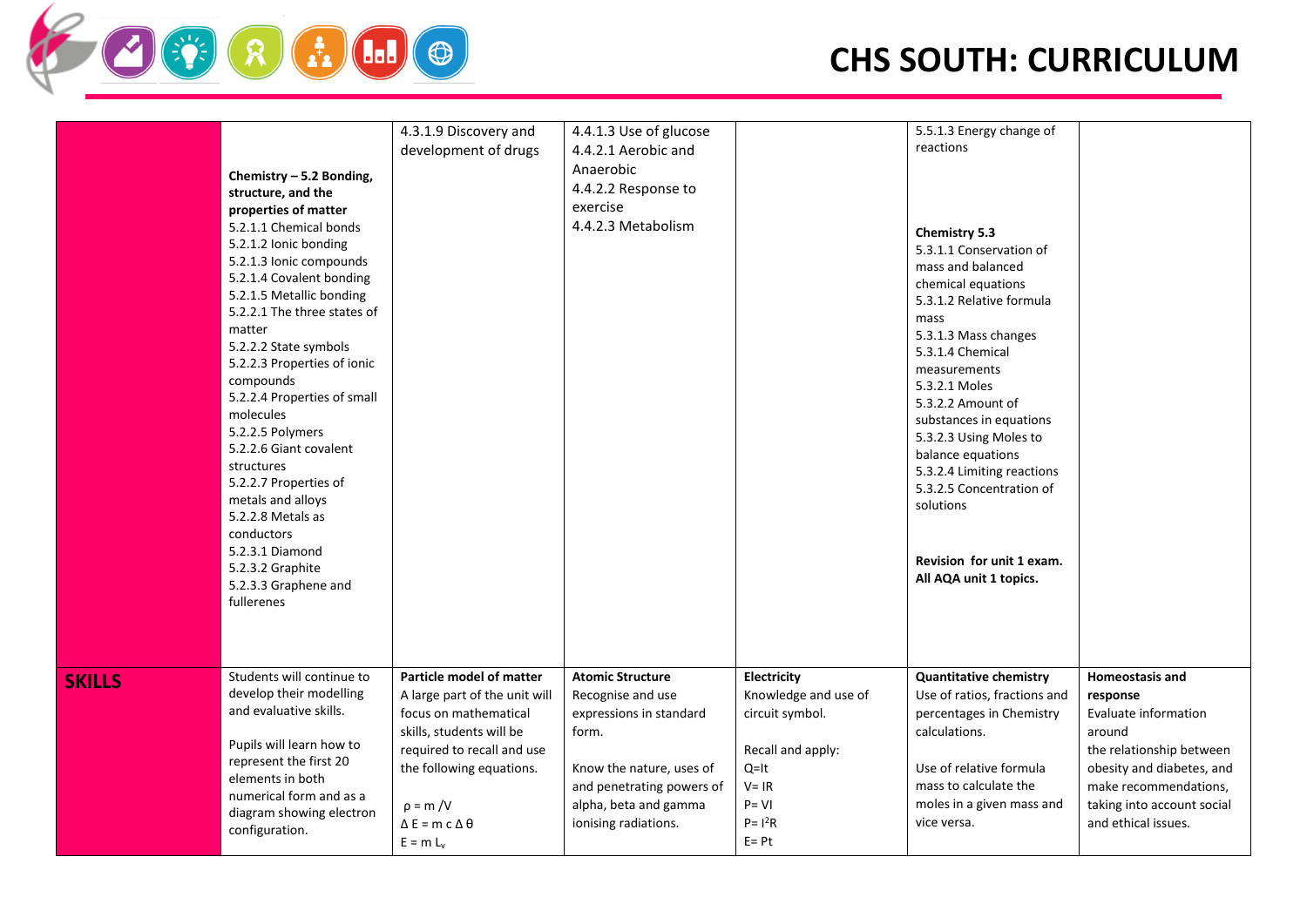# CHS SOUTH: CURRICULUM

| | | | | | | |
|---|---|---|---|---|---|---|
| | **Chemistry – 5.2 Bonding, structure, and the properties of matter**<br>5.2.1.1 Chemical bonds<br>5.2.1.2 Ionic bonding<br>5.2.1.3 Ionic compounds<br>5.2.1.4 Covalent bonding<br>5.2.1.5 Metallic bonding<br>5.2.2.1 The three states of matter<br>5.2.2.2 State symbols<br>5.2.2.3 Properties of ionic compounds<br>5.2.2.4 Properties of small molecules<br>5.2.2.5 Polymers<br>5.2.2.6 Giant covalent structures<br>5.2.2.7 Properties of metals and alloys<br>5.2.2.8 Metals as conductors<br>5.2.3.1 Diamond<br>5.2.3.2 Graphite<br>5.2.3.3 Graphene and fullerenes | 4.3.1.9 Discovery and development of drugs | 4.4.1.3 Use of glucose<br>4.4.2.1 Aerobic and Anaerobic<br>4.4.2.2 Response to exercise<br>4.4.2.3 Metabolism | | 5.5.1.3 Energy change of reactions<br><br>**Chemistry 5.3**<br>5.3.1.1 Conservation of mass and balanced chemical equations<br>5.3.1.2 Relative formula mass<br>5.3.1.3 Mass changes<br>5.3.1.4 Chemical measurements<br>5.3.2.1 Moles<br>5.3.2.2 Amount of substances in equations<br>5.3.2.3 Using Moles to balance equations<br>5.3.2.4 Limiting reactions<br>5.3.2.5 Concentration of solutions<br><br>**Revision for unit 1 exam. All AQA unit 1 topics.** | |
| **SKILLS** | Students will continue to develop their modelling and evaluative skills.<br><br>Pupils will learn how to represent the first 20 elements in both numerical form and as a diagram showing electron configuration. | **Particle model of matter**<br>A large part of the unit will focus on mathematical skills, students will be required to recall and use the following equations.<br><br>$\rho = m / V$<br>$\Delta E = m c \Delta \theta$<br>$E = m L_v$ | **Atomic Structure**<br>Recognise and use expressions in standard form.<br><br>Know the nature, uses of and penetrating powers of alpha, beta and gamma ionising radiations. | **Electricity**<br>Knowledge and use of circuit symbol.<br><br>Recall and apply:<br>$Q=It$<br>$V= IR$<br>$P= VI$<br>$P= I^2R$<br>$E= Pt$ | **Quantitative chemistry**<br>Use of ratios, fractions and percentages in Chemistry calculations.<br><br>Use of relative formula mass to calculate the moles in a given mass and vice versa. | **Homeostasis and response**<br>Evaluate information around the relationship between obesity and diabetes, and make recommendations, taking into account social and ethical issues. |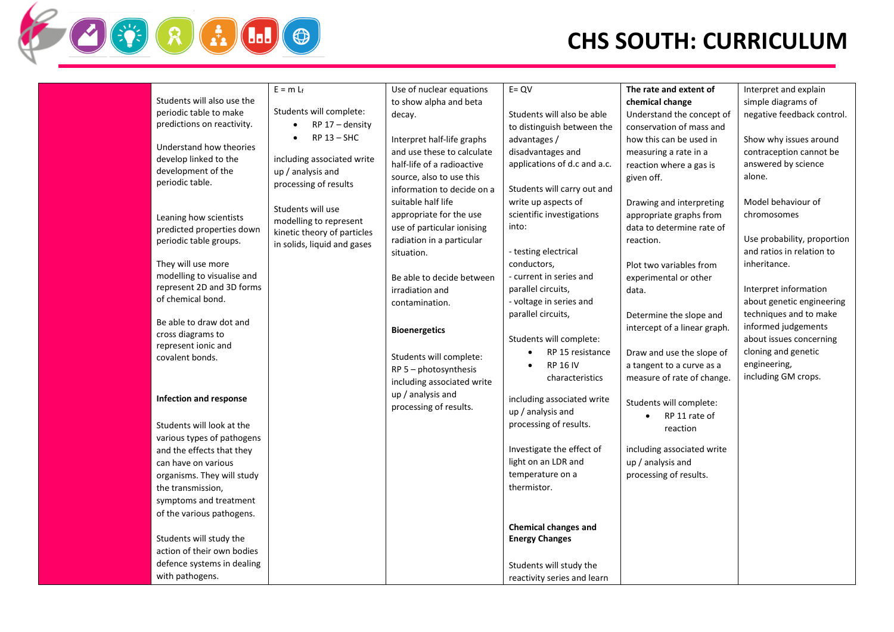| | | | | | | |
|---|---|---|---|---|---|---|
| | Students will also use the periodic table to make predictions on reactivity.<br><br>Understand how theories develop linked to the development of the periodic table.<br><br>Leaning how scientists predicted properties down periodic table groups.<br><br>They will use more modelling to visualise and represent 2D and 3D forms of chemical bond.<br><br>Be able to draw dot and cross diagrams to represent ionic and covalent bonds.<br><br>**Infection and response**<br><br>Students will look at the various types of pathogens and the effects that they can have on various organisms. They will study the transmission, symptoms and treatment of the various pathogens.<br><br>Students will study the action of their own bodies defence systems in dealing with pathogens. | $E = m L_f$<br><br>Students will complete:<br>• RP 17 – density<br>• RP 13 – SHC<br><br>including associated write up / analysis and processing of results<br><br>Students will use modelling to represent kinetic theory of particles in solids, liquid and gases | Use of nuclear equations to show alpha and beta decay.<br><br>Interpret half-life graphs and use these to calculate half-life of a radioactive source, also to use this information to decide on a suitable half life appropriate for the use use of particular ionising radiation in a particular situation.<br><br>Be able to decide between irradiation and contamination.<br><br>**Bioenergetics**<br><br>Students will complete:<br>RP 5 – photosynthesis including associated write up / analysis and processing of results. | $E = QV$<br><br>Students will also be able to distinguish between the advantages / disadvantages and applications of d.c and a.c.<br><br>Students will carry out and write up aspects of scientific investigations into:<br><br>- testing electrical conductors,<br>- current in series and parallel circuits,<br>- voltage in series and parallel circuits,<br><br>Students will complete:<br>• RP 15 resistance<br>• RP 16 IV characteristics<br><br>including associated write up / analysis and processing of results.<br><br>Investigate the effect of light on an LDR and temperature on a thermistor.<br><br>**Chemical changes and Energy Changes**<br><br>Students will study the reactivity series and learn | **The rate and extent of chemical change**<br>Understand the concept of conservation of mass and how this can be used in measuring a rate in a reaction where a gas is given off.<br><br>Drawing and interpreting appropriate graphs from data to determine rate of reaction.<br><br>Plot two variables from experimental or other data.<br><br>Determine the slope and intercept of a linear graph.<br><br>Draw and use the slope of a tangent to a curve as a measure of rate of change.<br><br>Students will complete:<br>• RP 11 rate of reaction<br><br>including associated write up / analysis and processing of results. | Interpret and explain simple diagrams of negative feedback control.<br><br>Show why issues around contraception cannot be answered by science alone.<br><br>Model behaviour of chromosomes<br><br>Use probability, proportion and ratios in relation to inheritance.<br><br>Interpret information about genetic engineering techniques and to make informed judgements about issues concerning cloning and genetic engineering, including GM crops. |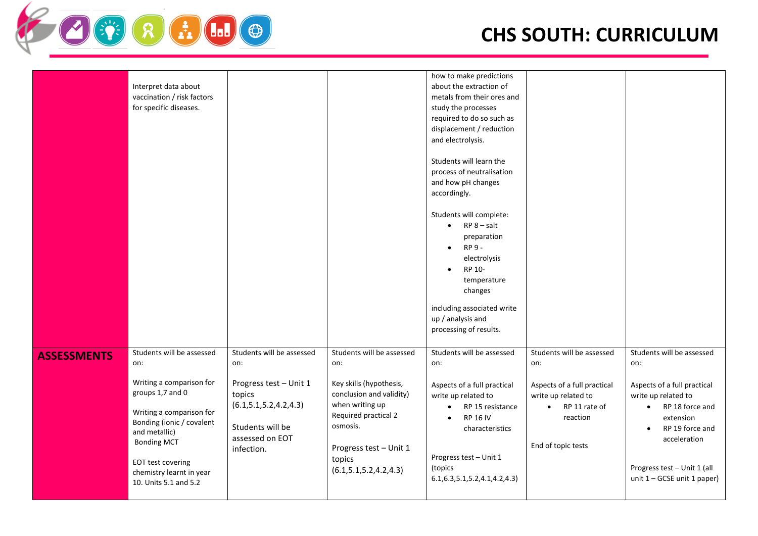# CHS SOUTH: CURRICULUM

| | | | | | | |
|---|---|---|---|---|---|---|
| | Interpret data about vaccination / risk factors for specific diseases. | | | how to make predictions about the extraction of metals from their ores and study the processes required to do so such as displacement / reduction and electrolysis.<br><br>Students will learn the process of neutralisation and how pH changes accordingly.<br><br>Students will complete:<br>• RP 8 – salt preparation<br>• RP 9 - electrolysis<br>• RP 10- temperature changes<br><br>including associated write up / analysis and processing of results. | | |
| **ASSESSMENTS** | Students will be assessed on:<br><br>Writing a comparison for groups 1,7 and 0<br><br>Writing a comparison for Bonding (ionic / covalent and metallic)<br>Bonding MCT<br><br>EOT test covering chemistry learnt in year 10. Units 5.1 and 5.2 | Students will be assessed on:<br><br>Progress test – Unit 1 topics (6.1,5.1,5.2,4.2,4.3)<br><br>Students will be assessed on EOT infection. | Students will be assessed on:<br><br>Key skills (hypothesis, conclusion and validity) when writing up Required practical 2 osmosis.<br><br>Progress test – Unit 1 topics (6.1,5.1,5.2,4.2,4.3) | Students will be assessed on:<br><br>Aspects of a full practical write up related to<br>• RP 15 resistance<br>• RP 16 IV characteristics<br><br>Progress test – Unit 1 (topics 6.1,6.3,5.1,5.2,4.1,4.2,4.3) | Students will be assessed on:<br><br>Aspects of a full practical write up related to<br>• RP 11 rate of reaction<br><br>End of topic tests | Students will be assessed on:<br><br>Aspects of a full practical write up related to<br>• RP 18 force and extension<br>• RP 19 force and acceleration<br><br>Progress test – Unit 1 (all unit 1 – GCSE unit 1 paper) |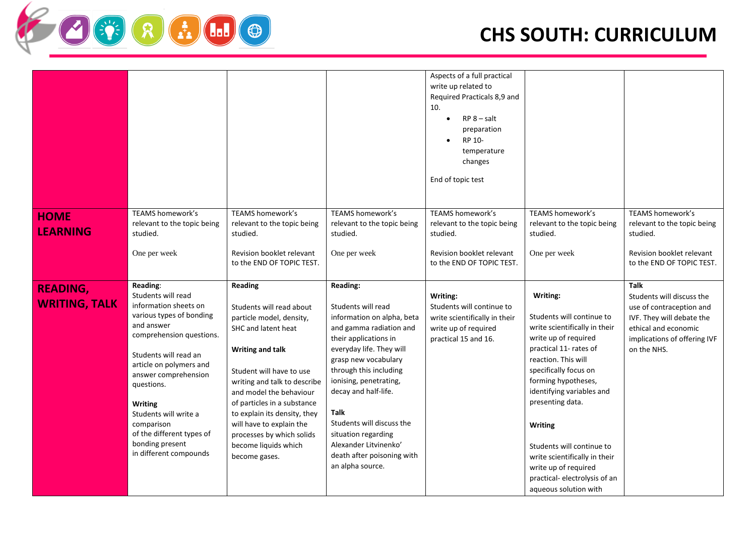# CHS SOUTH: CURRICULUM

| | | | | | | |
|---|---|---|---|---|---|---|
| | | | | Aspects of a full practical write up related to Required Practicals 8,9 and 10.<br>• RP 8 – salt preparation<br>• RP 10- temperature changes<br><br>End of topic test | | |
| **HOME LEARNING** | TEAMS homework's relevant to the topic being studied.<br><br>One per week | TEAMS homework's relevant to the topic being studied.<br><br>Revision booklet relevant to the END OF TOPIC TEST. | TEAMS homework's relevant to the topic being studied.<br><br>One per week | TEAMS homework's relevant to the topic being studied.<br><br>Revision booklet relevant to the END OF TOPIC TEST. | TEAMS homework's relevant to the topic being studied.<br><br>One per week | TEAMS homework's relevant to the topic being studied.<br><br>Revision booklet relevant to the END OF TOPIC TEST. |
| **READING, WRITING, TALK** | **Reading**:<br>Students will read information sheets on various types of bonding and answer comprehension questions.<br><br>Students will read an article on polymers and answer comprehension questions.<br><br>**Writing**<br>Students will write a comparison of the different types of bonding present in different compounds | **Reading**<br><br>Students will read about particle model, density, SHC and latent heat<br><br>**Writing and talk**<br><br>Student will have to use writing and talk to describe and model the behaviour of particles in a substance to explain its density, they will have to explain the processes by which solids become liquids which become gases. | **Reading:**<br><br>Students will read information on alpha, beta and gamma radiation and their applications in everyday life. They will grasp new vocabulary through this including ionising, penetrating, decay and half-life.<br><br>**Talk**<br>Students will discuss the situation regarding Alexander Litvinenko' death after poisoning with an alpha source. | **Writing:**<br>Students will continue to write scientifically in their write up of required practical 15 and 16. | **Writing:**<br><br>Students will continue to write scientifically in their write up of required practical 11- rates of reaction. This will specifically focus on forming hypotheses, identifying variables and presenting data.<br><br>**Writing**<br><br>Students will continue to write scientifically in their write up of required practical- electrolysis of an aqueous solution with | **Talk**<br>Students will discuss the use of contraception and IVF. They will debate the ethical and economic implications of offering IVF on the NHS. |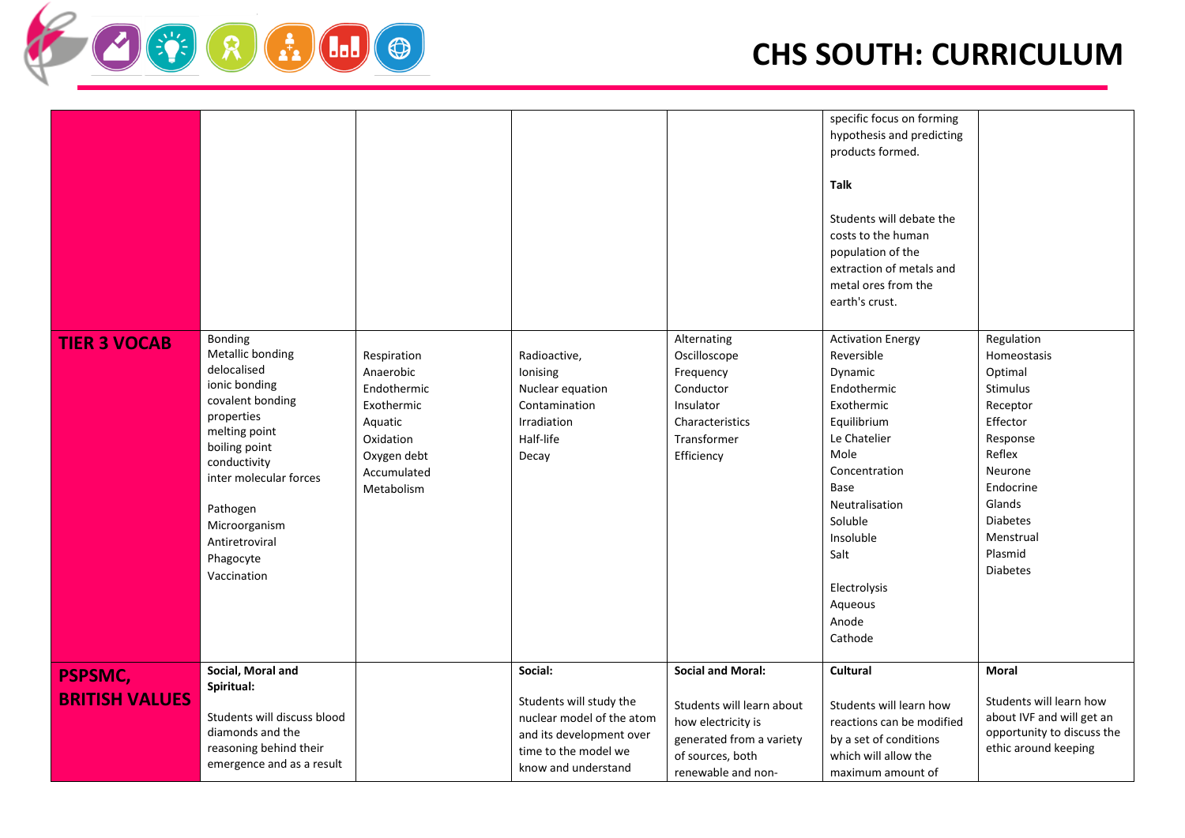# CHS SOUTH: CURRICULUM

| | | | | | | |
|---|---|---|---|---|---|---|
| | | | | | specific focus on forming hypothesis and predicting products formed.<br><br>**Talk**<br><br>Students will debate the costs to the human population of the extraction of metals and metal ores from the earth's crust. | |
| **TIER 3 VOCAB** | Bonding<br>Metallic bonding<br>delocalised<br>ionic bonding<br>covalent bonding<br>properties<br>melting point<br>boiling point<br>conductivity<br>inter molecular forces<br><br>Pathogen<br>Microorganism<br>Antiretroviral<br>Phagocyte<br>Vaccination | Respiration<br>Anaerobic<br>Endothermic<br>Exothermic<br>Aquatic<br>Oxidation<br>Oxygen debt<br>Accumulated<br>Metabolism | Radioactive,<br>Ionising<br>Nuclear equation<br>Contamination<br>Irradiation<br>Half-life<br>Decay | Alternating<br>Oscilloscope<br>Frequency<br>Conductor<br>Insulator<br>Characteristics<br>Transformer<br>Efficiency | Activation Energy<br>Reversible<br>Dynamic<br>Endothermic<br>Exothermic<br>Equilibrium<br>Le Chatelier<br>Mole<br>Concentration<br>Base<br>Neutralisation<br>Soluble<br>Insoluble<br>Salt<br><br>Electrolysis<br>Aqueous<br>Anode<br>Cathode | Regulation<br>Homeostasis<br>Optimal<br>Stimulus<br>Receptor<br>Effector<br>Response<br>Reflex<br>Neurone<br>Endocrine<br>Glands<br>Diabetes<br>Menstrual<br>Plasmid<br>Diabetes |
| **PSPSMC, BRITISH VALUES** | **Social, Moral and Spiritual:**<br><br>Students will discuss blood diamonds and the reasoning behind their emergence and as a result | | **Social:**<br><br>Students will study the nuclear model of the atom and its development over time to the model we know and understand | **Social and Moral:**<br><br>Students will learn about how electricity is generated from a variety of sources, both renewable and non- | **Cultural**<br><br>Students will learn how reactions can be modified by a set of conditions which will allow the maximum amount of | **Moral**<br><br>Students will learn how about IVF and will get an opportunity to discuss the ethic around keeping |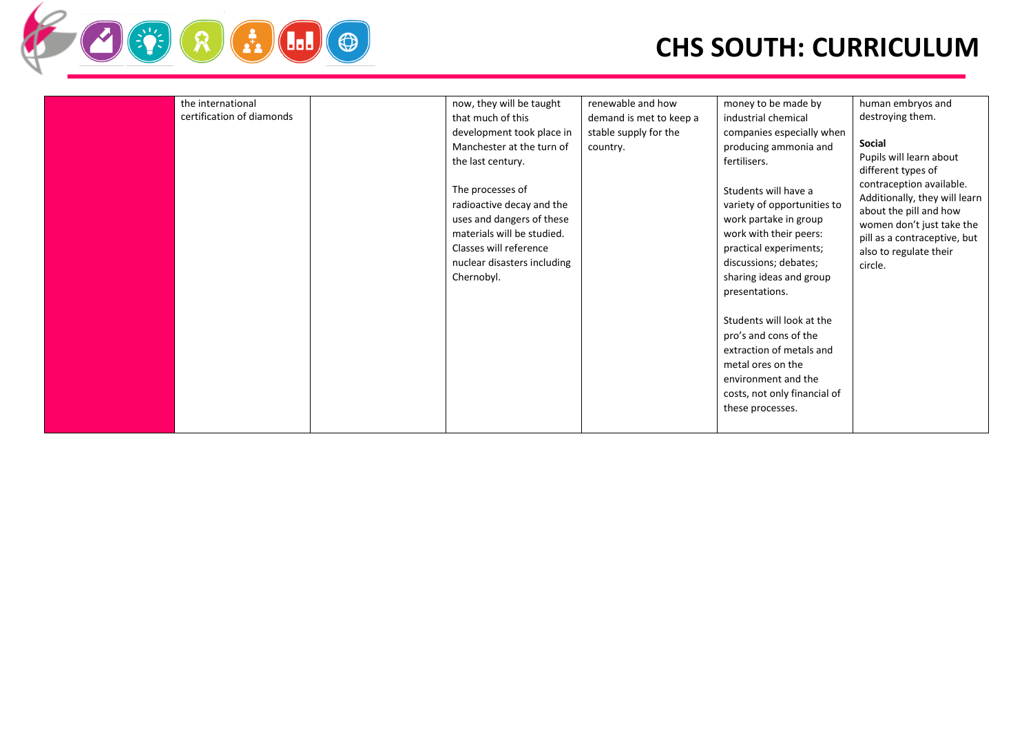| | | | | | | |
|---|---|---|---|---|---|---|
| | the international certification of diamonds | | now, they will be taught that much of this development took place in Manchester at the turn of the last century.<br><br>The processes of radioactive decay and the uses and dangers of these materials will be studied. Classes will reference nuclear disasters including Chernobyl. | renewable and how demand is met to keep a stable supply for the country. | money to be made by industrial chemical companies especially when producing ammonia and fertilisers.<br><br>Students will have a variety of opportunities to work partake in group work with their peers: practical experiments; discussions; debates; sharing ideas and group presentations.<br><br>Students will look at the pro's and cons of the extraction of metals and metal ores on the environment and the costs, not only financial of these processes. | human embryos and destroying them.<br><br>**Social**<br>Pupils will learn about different types of contraception available. Additionally, they will learn about the pill and how women don't just take the pill as a contraceptive, but also to regulate their circle. |